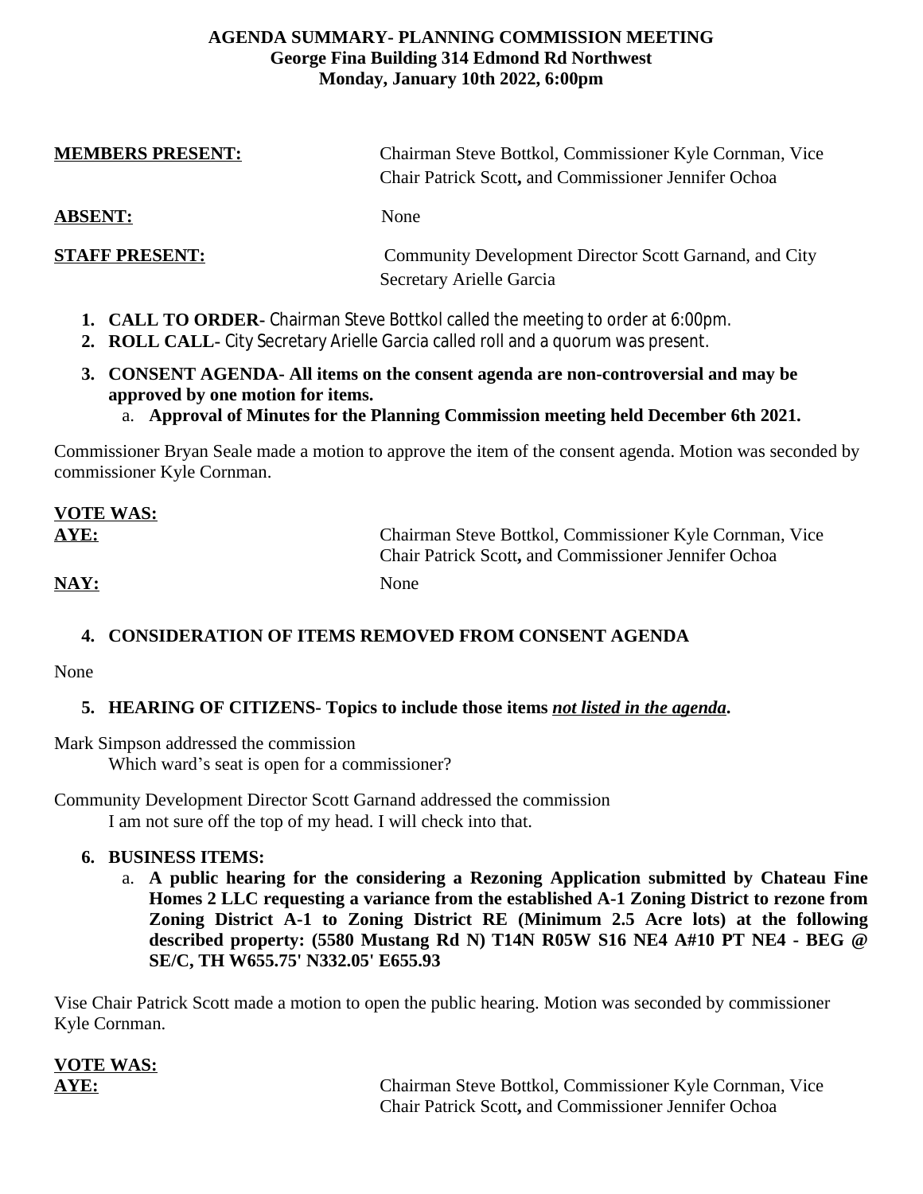**AGENDA SUMMARY- PLANNING COMMISSION MEETING**
**George Fina Building 314 Edmond Rd Northwest**
**Monday, January 10th 2022, 6:00pm**

**MEMBERS PRESENT:** Chairman Steve Bottkol, Commissioner Kyle Cornman, Vice Chair Patrick Scott**,** and Commissioner Jennifer Ochoa

**ABSENT:** None

**STAFF PRESENT:** Community Development Director Scott Garnand, and City Secretary Arielle Garcia

1. **CALL TO ORDER**- Chairman Steve Bottkol called the meeting to order at 6:00pm.
2. **ROLL CALL**- City Secretary Arielle Garcia called roll and a quorum was present.
3. **CONSENT AGENDA- All items on the consent agenda are non-controversial and may be approved by one motion for items.**
   a. **Approval of Minutes for the Planning Commission meeting held December 6th 2021.**

Commissioner Bryan Seale made a motion to approve the item of the consent agenda. Motion was seconded by commissioner Kyle Cornman.

**VOTE WAS:**

**AYE:** Chairman Steve Bottkol, Commissioner Kyle Cornman, Vice Chair Patrick Scott**,** and Commissioner Jennifer Ochoa

**NAY:** None

4. **CONSIDERATION OF ITEMS REMOVED FROM CONSENT AGENDA**

None

5. **HEARING OF CITIZENS- Topics to include those items *not listed in the agenda*.**

Mark Simpson addressed the commission
Which ward's seat is open for a commissioner?

Community Development Director Scott Garnand addressed the commission
I am not sure off the top of my head. I will check into that.

6. **BUSINESS ITEMS:**
   a. **A public hearing for the considering a Rezoning Application submitted by Chateau Fine Homes 2 LLC requesting a variance from the established A-1 Zoning District to rezone from Zoning District A-1 to Zoning District RE (Minimum 2.5 Acre lots) at the following described property: (5580 Mustang Rd N) T14N R05W S16 NE4 A#10 PT NE4 - BEG @ SE/C, TH W655.75' N332.05' E655.93**

Vise Chair Patrick Scott made a motion to open the public hearing. Motion was seconded by commissioner Kyle Cornman.

**VOTE WAS:**

**AYE:** Chairman Steve Bottkol, Commissioner Kyle Cornman, Vice Chair Patrick Scott**,** and Commissioner Jennifer Ochoa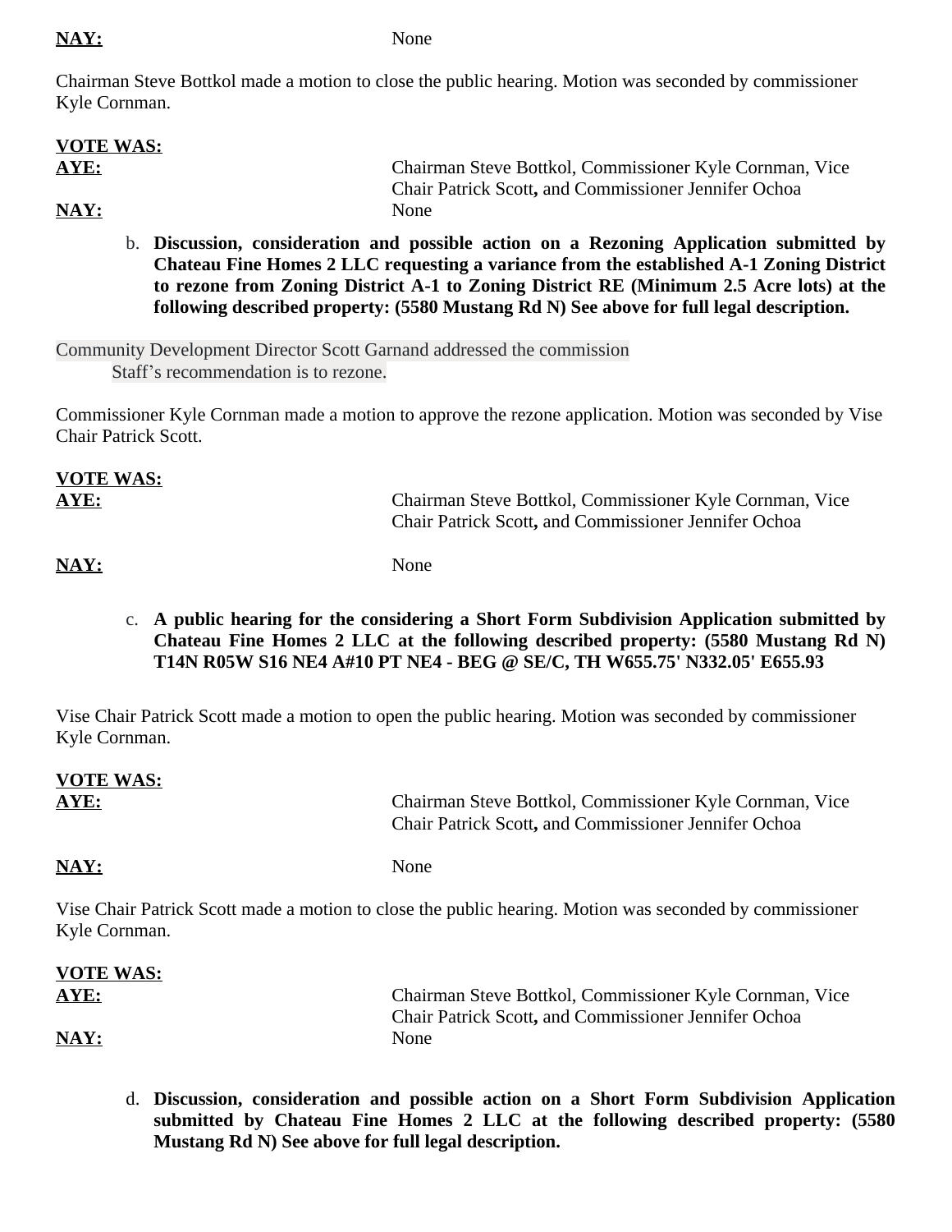**NAY:** None

Chairman Steve Bottkol made a motion to close the public hearing. Motion was seconded by commissioner Kyle Cornman.

**VOTE WAS:**

**AYE:** Chairman Steve Bottkol, Commissioner Kyle Cornman, Vice Chair Patrick Scott**,** and Commissioner Jennifer Ochoa

**NAY:** None

b. **Discussion, consideration and possible action on a Rezoning Application submitted by Chateau Fine Homes 2 LLC requesting a variance from the established A-1 Zoning District to rezone from Zoning District A-1 to Zoning District RE (Minimum 2.5 Acre lots) at the following described property: (5580 Mustang Rd N) See above for full legal description.**

Community Development Director Scott Garnand addressed the commission

Staff's recommendation is to rezone.

Commissioner Kyle Cornman made a motion to approve the rezone application. Motion was seconded by Vise Chair Patrick Scott.

**VOTE WAS:**

**AYE:** Chairman Steve Bottkol, Commissioner Kyle Cornman, Vice Chair Patrick Scott**,** and Commissioner Jennifer Ochoa

**NAY:** None

c. **A public hearing for the considering a Short Form Subdivision Application submitted by Chateau Fine Homes 2 LLC at the following described property: (5580 Mustang Rd N) T14N R05W S16 NE4 A#10 PT NE4 - BEG @ SE/C, TH W655.75' N332.05' E655.93**

Vise Chair Patrick Scott made a motion to open the public hearing. Motion was seconded by commissioner Kyle Cornman.

**VOTE WAS:**

**AYE:** Chairman Steve Bottkol, Commissioner Kyle Cornman, Vice Chair Patrick Scott**,** and Commissioner Jennifer Ochoa

**NAY:** None

Vise Chair Patrick Scott made a motion to close the public hearing. Motion was seconded by commissioner Kyle Cornman.

**VOTE WAS:**

**AYE:** Chairman Steve Bottkol, Commissioner Kyle Cornman, Vice Chair Patrick Scott**,** and Commissioner Jennifer Ochoa

**NAY:** None

d. **Discussion, consideration and possible action on a Short Form Subdivision Application submitted by Chateau Fine Homes 2 LLC at the following described property: (5580 Mustang Rd N) See above for full legal description.**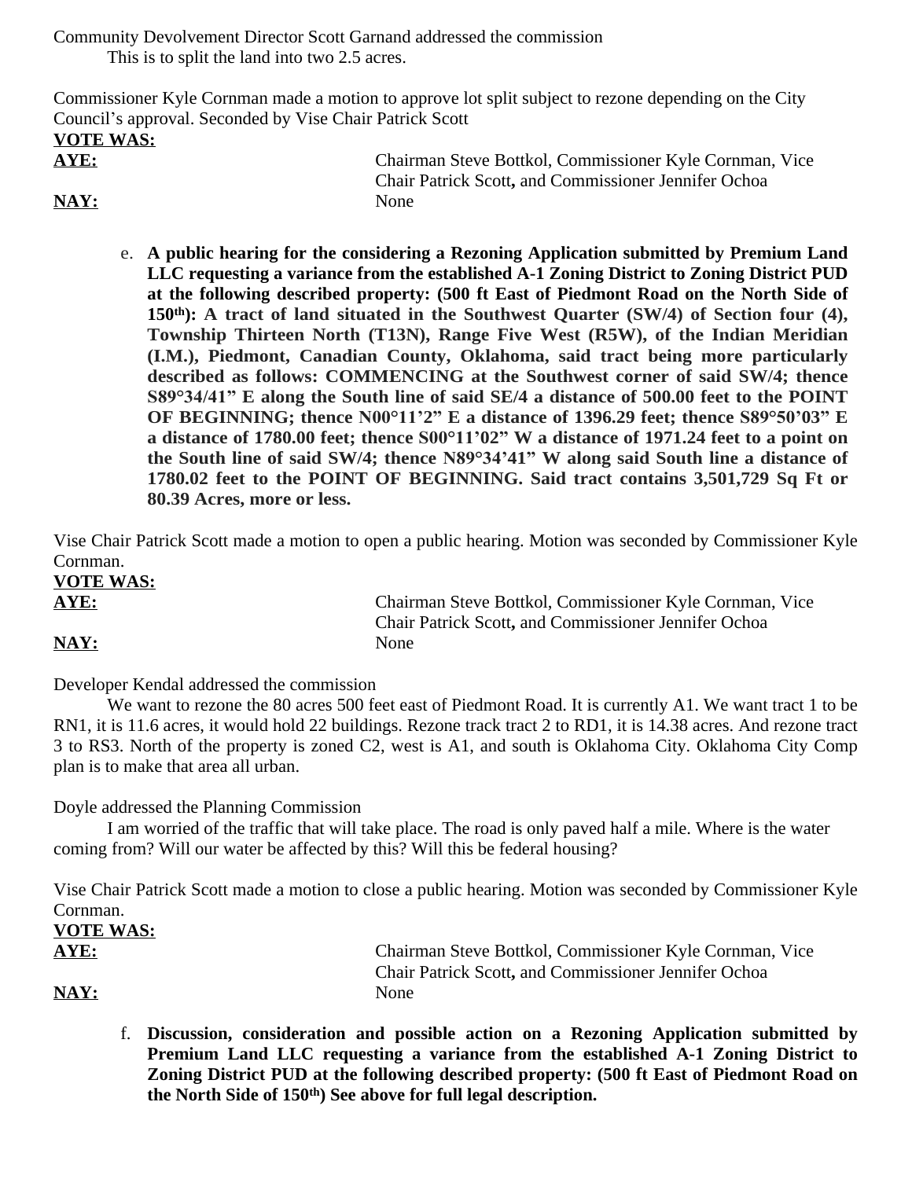Community Devolvement Director Scott Garnand addressed the commission

This is to split the land into two 2.5 acres.

Commissioner Kyle Cornman made a motion to approve lot split subject to rezone depending on the City Council's approval. Seconded by Vise Chair Patrick Scott

**VOTE WAS:**

| | |
|---|---|
| **AYE:** | Chairman Steve Bottkol, Commissioner Kyle Cornman, Vice Chair Patrick Scott**,** and Commissioner Jennifer Ochoa |
| **NAY:** | None |

e. **A public hearing for the considering a Rezoning Application submitted by Premium Land LLC requesting a variance from the established A-1 Zoning District to Zoning District PUD at the following described property: (500 ft East of Piedmont Road on the North Side of 150th): A tract of land situated in the Southwest Quarter (SW/4) of Section four (4), Township Thirteen North (T13N), Range Five West (R5W), of the Indian Meridian (I.M.), Piedmont, Canadian County, Oklahoma, said tract being more particularly described as follows: COMMENCING at the Southwest corner of said SW/4; thence S89°34/41" E along the South line of said SE/4 a distance of 500.00 feet to the POINT OF BEGINNING; thence N00°11'2" E a distance of 1396.29 feet; thence S89°50'03" E a distance of 1780.00 feet; thence S00°11'02" W a distance of 1971.24 feet to a point on the South line of said SW/4; thence N89°34'41" W along said South line a distance of 1780.02 feet to the POINT OF BEGINNING. Said tract contains 3,501,729 Sq Ft or 80.39 Acres, more or less.**

Vise Chair Patrick Scott made a motion to open a public hearing. Motion was seconded by Commissioner Kyle Cornman.

**VOTE WAS:**

| | |
|---|---|
| **AYE:** | Chairman Steve Bottkol, Commissioner Kyle Cornman, Vice Chair Patrick Scott**,** and Commissioner Jennifer Ochoa |
| **NAY:** | None |

Developer Kendal addressed the commission

We want to rezone the 80 acres 500 feet east of Piedmont Road. It is currently A1. We want tract 1 to be RN1, it is 11.6 acres, it would hold 22 buildings. Rezone track tract 2 to RD1, it is 14.38 acres. And rezone tract 3 to RS3. North of the property is zoned C2, west is A1, and south is Oklahoma City. Oklahoma City Comp plan is to make that area all urban.

Doyle addressed the Planning Commission

I am worried of the traffic that will take place. The road is only paved half a mile. Where is the water coming from? Will our water be affected by this? Will this be federal housing?

Vise Chair Patrick Scott made a motion to close a public hearing. Motion was seconded by Commissioner Kyle Cornman.

**VOTE WAS:**

| | |
|---|---|
| **AYE:** | Chairman Steve Bottkol, Commissioner Kyle Cornman, Vice Chair Patrick Scott**,** and Commissioner Jennifer Ochoa |
| **NAY:** | None |

f. **Discussion, consideration and possible action on a Rezoning Application submitted by Premium Land LLC requesting a variance from the established A-1 Zoning District to Zoning District PUD at the following described property: (500 ft East of Piedmont Road on the North Side of 150th) See above for full legal description.**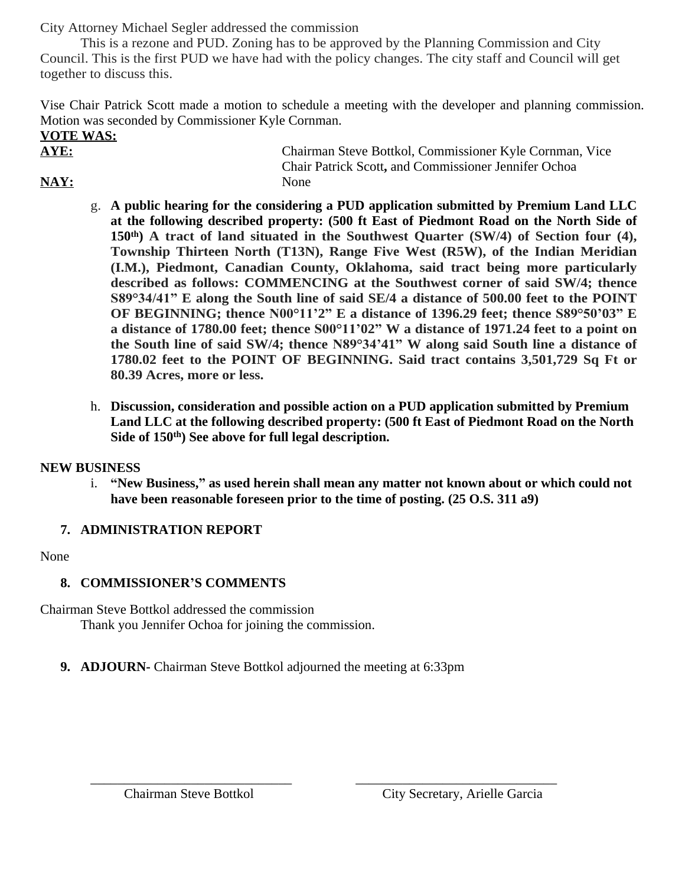City Attorney Michael Segler addressed the commission

This is a rezone and PUD. Zoning has to be approved by the Planning Commission and City Council. This is the first PUD we have had with the policy changes. The city staff and Council will get together to discuss this.

Vise Chair Patrick Scott made a motion to schedule a meeting with the developer and planning commission. Motion was seconded by Commissioner Kyle Cornman.

**VOTE WAS:**

**AYE:** Chairman Steve Bottkol, Commissioner Kyle Cornman, Vice Chair Patrick Scott**,** and Commissioner Jennifer Ochoa

**NAY:** None

g. **A public hearing for the considering a PUD application submitted by Premium Land LLC at the following described property: (500 ft East of Piedmont Road on the North Side of 150th) A tract of land situated in the Southwest Quarter (SW/4) of Section four (4), Township Thirteen North (T13N), Range Five West (R5W), of the Indian Meridian (I.M.), Piedmont, Canadian County, Oklahoma, said tract being more particularly described as follows: COMMENCING at the Southwest corner of said SW/4; thence S89°34/41" E along the South line of said SE/4 a distance of 500.00 feet to the POINT OF BEGINNING; thence N00°11'2" E a distance of 1396.29 feet; thence S89°50'03" E a distance of 1780.00 feet; thence S00°11'02" W a distance of 1971.24 feet to a point on the South line of said SW/4; thence N89°34'41" W along said South line a distance of 1780.02 feet to the POINT OF BEGINNING. Said tract contains 3,501,729 Sq Ft or 80.39 Acres, more or less.**

h. **Discussion, consideration and possible action on a PUD application submitted by Premium Land LLC at the following described property: (500 ft East of Piedmont Road on the North Side of 150th) See above for full legal description.**

**NEW BUSINESS**

i. **"New Business," as used herein shall mean any matter not known about or which could not have been reasonable foreseen prior to the time of posting. (25 O.S. 311 a9)**

## 7. ADMINISTRATION REPORT

None

## 8. COMMISSIONER'S COMMENTS

Chairman Steve Bottkol addressed the commission

Thank you Jennifer Ochoa for joining the commission.

**9. ADJOURN-** Chairman Steve Bottkol adjourned the meeting at 6:33pm

\_\_\_\_\_\_\_\_\_\_\_\_\_\_\_\_\_\_\_\_\_\_\_\_\_\_\_\_\_\_
Chairman Steve Bottkol

\_\_\_\_\_\_\_\_\_\_\_\_\_\_\_\_\_\_\_\_\_\_\_\_\_\_\_\_\_\_
City Secretary, Arielle Garcia